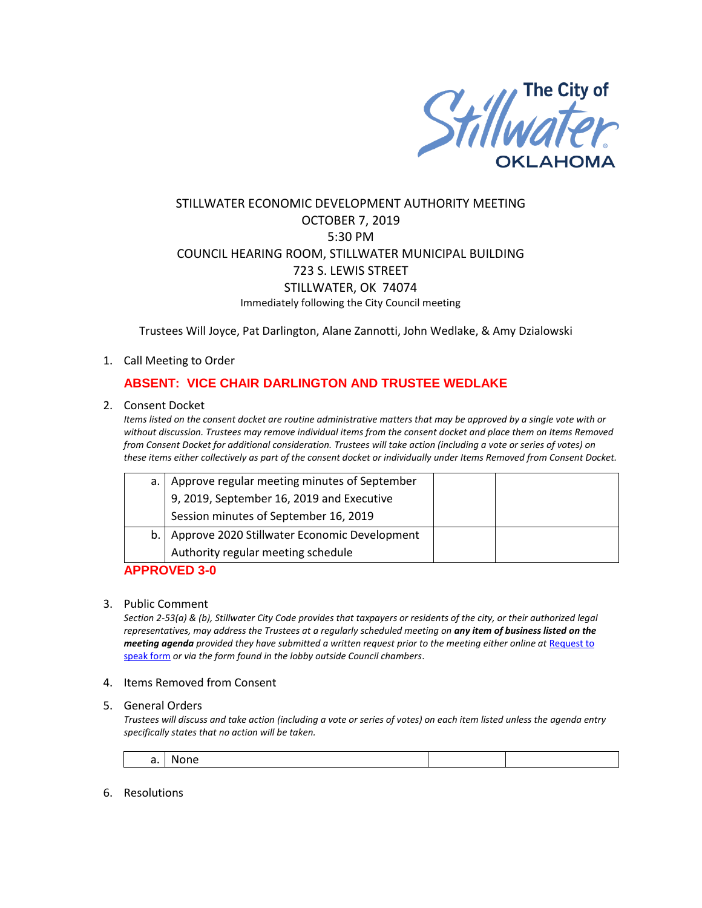The City of Stillwater OKLAHOMA

STILLWATER ECONOMIC DEVELOPMENT AUTHORITY MEETING
OCTOBER 7, 2019
5:30 PM
COUNCIL HEARING ROOM, STILLWATER MUNICIPAL BUILDING
723 S. LEWIS STREET
STILLWATER, OK 74074
Immediately following the City Council meeting

Trustees Will Joyce, Pat Darlington, Alane Zannotti, John Wedlake, & Amy Dzialowski

1. Call Meeting to Order

**ABSENT: VICE CHAIR DARLINGTON AND TRUSTEE WEDLAKE**

2. Consent Docket

*Items listed on the consent docket are routine administrative matters that may be approved by a single vote with or without discussion. Trustees may remove individual items from the consent docket and place them on Items Removed from Consent Docket for additional consideration. Trustees will take action (including a vote or series of votes) on these items either collectively as part of the consent docket or individually under Items Removed from Consent Docket.*

| | | | |
|---|---|---|---|
| a. | Approve regular meeting minutes of September 9, 2019, September 16, 2019 and Executive Session minutes of September 16, 2019 | | |
| b. | Approve 2020 Stillwater Economic Development Authority regular meeting schedule | | |

**APPROVED 3-0**

3. Public Comment

*Section 2-53(a) & (b), Stillwater City Code provides that taxpayers or residents of the city, or their authorized legal representatives, may address the Trustees at a regularly scheduled meeting on* ***any item of business listed on the meeting agenda*** *provided they have submitted a written request prior to the meeting either online at* [Request to speak form] *or via the form found in the lobby outside Council chambers.*

4. Items Removed from Consent

5. General Orders

*Trustees will discuss and take action (including a vote or series of votes) on each item listed unless the agenda entry specifically states that no action will be taken.*

| | | | |
|---|---|---|---|
| a. | None | | |

6. Resolutions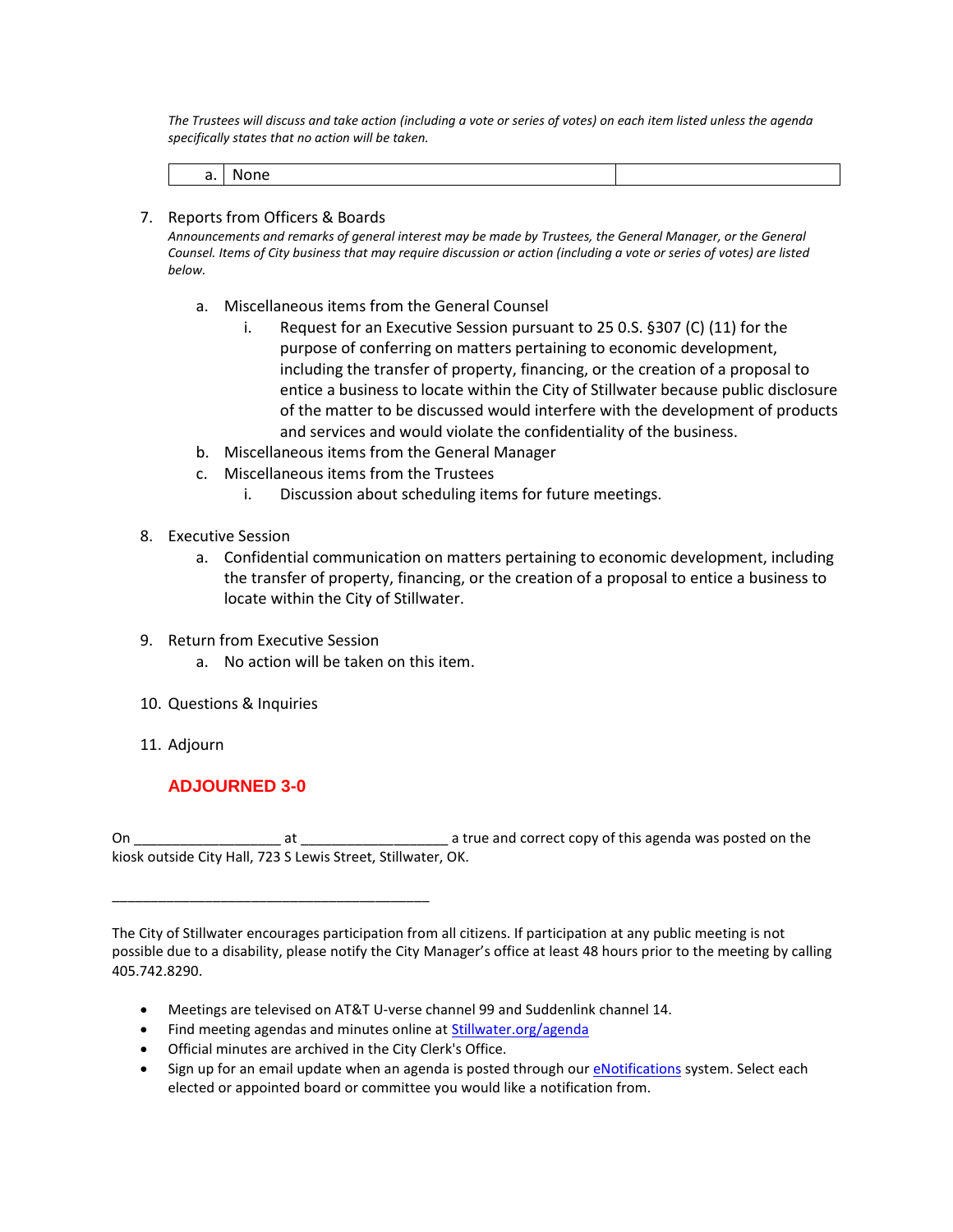*The Trustees will discuss and take action (including a vote or series of votes) on each item listed unless the agenda specifically states that no action will be taken.*

| | | |
|---|---|---|
| a. | None | |

7. Reports from Officers & Boards
   *Announcements and remarks of general interest may be made by Trustees, the General Manager, or the General Counsel. Items of City business that may require discussion or action (including a vote or series of votes) are listed below.*

   a. Miscellaneous items from the General Counsel
      i. Request for an Executive Session pursuant to 25 0.S. §307 (C) (11) for the purpose of conferring on matters pertaining to economic development, including the transfer of property, financing, or the creation of a proposal to entice a business to locate within the City of Stillwater because public disclosure of the matter to be discussed would interfere with the development of products and services and would violate the confidentiality of the business.

   b. Miscellaneous items from the General Manager
   c. Miscellaneous items from the Trustees
      i. Discussion about scheduling items for future meetings.

8. Executive Session
   a. Confidential communication on matters pertaining to economic development, including the transfer of property, financing, or the creation of a proposal to entice a business to locate within the City of Stillwater.

9. Return from Executive Session
   a. No action will be taken on this item.

10. Questions & Inquiries

11. Adjourn

    **ADJOURNED 3-0**

On \_\_\_\_\_\_\_\_\_\_\_\_\_\_\_\_\_\_\_ at \_\_\_\_\_\_\_\_\_\_\_\_\_\_\_\_\_\_\_ a true and correct copy of this agenda was posted on the kiosk outside City Hall, 723 S Lewis Street, Stillwater, OK.

\_\_\_\_\_\_\_\_\_\_\_\_\_\_\_\_\_\_\_\_\_\_\_\_\_\_\_\_\_\_\_\_\_\_\_\_\_\_\_\_

The City of Stillwater encourages participation from all citizens. If participation at any public meeting is not possible due to a disability, please notify the City Manager's office at least 48 hours prior to the meeting by calling 405.742.8290.

- Meetings are televised on AT&T U-verse channel 99 and Suddenlink channel 14.
- Find meeting agendas and minutes online at Stillwater.org/agenda
- Official minutes are archived in the City Clerk's Office.
- Sign up for an email update when an agenda is posted through our eNotifications system. Select each elected or appointed board or committee you would like a notification from.